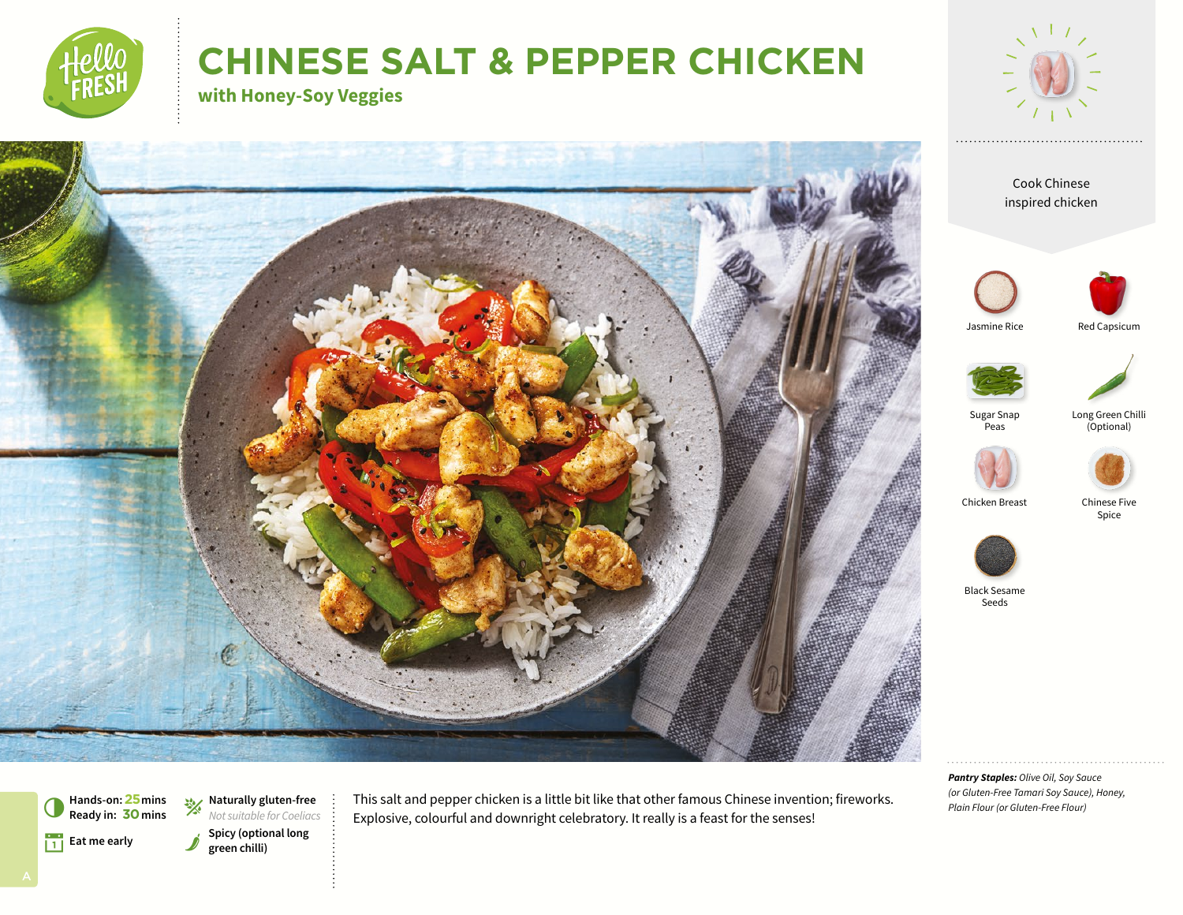# CHINESE SALT & PEPPER CHICKEN

## with Honey-Soy Veggies

Cook Chinese inspired chicken

- Jasmine Rice
- Red Capsicum
- Sugar Snap Peas
- Long Green Chilli (Optional)
- Chicken Breast
- Chinese Five Spice
- Black Sesame Seeds

**Hands-on:** 25 mins
**Ready in:** 30 mins

Eat me early

**Naturally gluten-free**
*Not suitable for Coeliacs*

**Spicy (optional long green chilli)**

This salt and pepper chicken is a little bit like that other famous Chinese invention; fireworks. Explosive, colourful and downright celebratory. It really is a feast for the senses!

***Pantry Staples:*** *Olive Oil, Soy Sauce (or Gluten-Free Tamari Soy Sauce), Honey, Plain Flour (or Gluten-Free Flour)*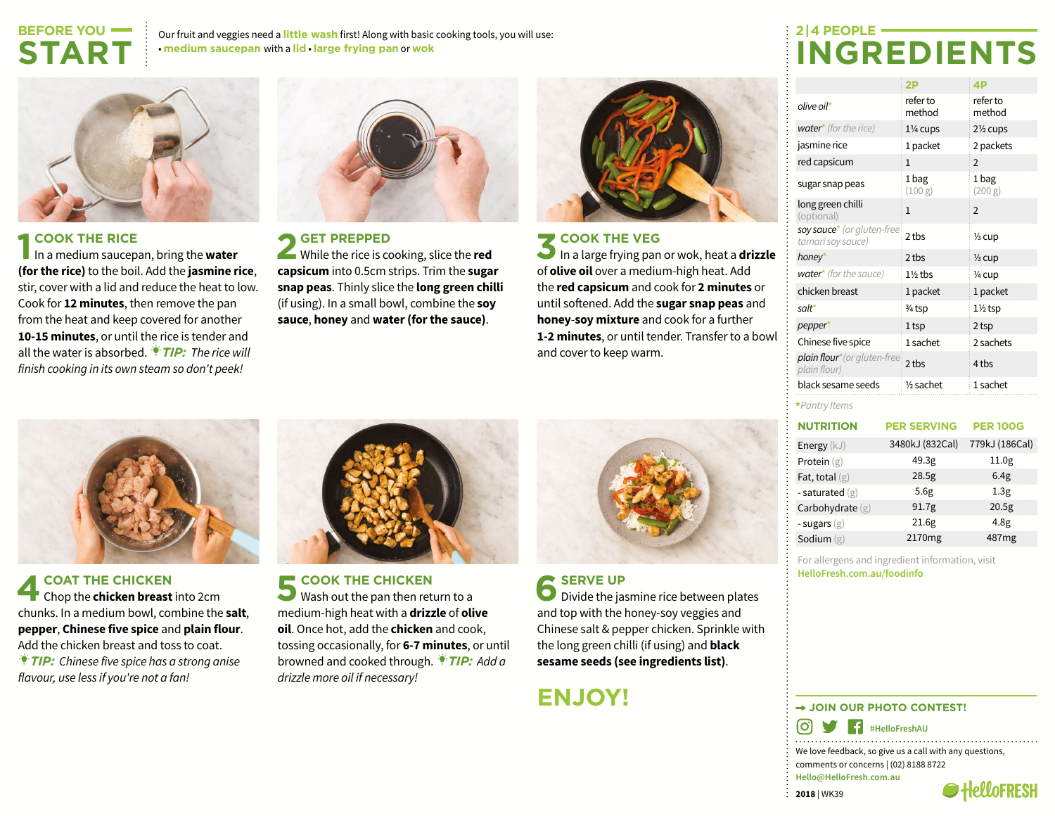# BEFORE YOU START

Our fruit and veggies need a **little wash** first! Along with basic cooking tools, you will use:
• **medium saucepan** with a **lid** • **large frying pan** or **wok**

## 1 COOK THE RICE

In a medium saucepan, bring the **water (for the rice)** to the boil. Add the **jasmine rice**, stir, cover with a lid and reduce the heat to low. Cook for **12 minutes**, then remove the pan from the heat and keep covered for another **10-15 minutes**, or until the rice is tender and all the water is absorbed. ***TIP:*** *The rice will finish cooking in its own steam so don't peek!*

## 2 GET PREPPED

While the rice is cooking, slice the **red capsicum** into 0.5cm strips. Trim the **sugar snap peas**. Thinly slice the **long green chilli** (if using). In a small bowl, combine the **soy sauce**, **honey** and **water (for the sauce)**.

## 3 COOK THE VEG

In a large frying pan or wok, heat a **drizzle** of **olive oil** over a medium-high heat. Add the **red capsicum** and cook for **2 minutes** or until softened. Add the **sugar snap peas** and **honey**-**soy mixture** and cook for a further **1-2 minutes**, or until tender. Transfer to a bowl and cover to keep warm.

## 4 COAT THE CHICKEN

Chop the **chicken breast** into 2cm chunks. In a medium bowl, combine the **salt**, **pepper**, **Chinese five spice** and **plain flour**. Add the chicken breast and toss to coat. ***TIP:*** *Chinese five spice has a strong anise flavour, use less if you're not a fan!*

## 5 COOK THE CHICKEN

Wash out the pan then return to a medium-high heat with a **drizzle** of **olive oil**. Once hot, add the **chicken** and cook, tossing occasionally, for **6-7 minutes**, or until browned and cooked through. ***TIP:*** *Add a drizzle more oil if necessary!*

## 6 SERVE UP

Divide the jasmine rice between plates and top with the honey-soy veggies and Chinese salt & pepper chicken. Sprinkle with the long green chilli (if using) and **black sesame seeds (see ingredients list)**.

**ENJOY!**

# 2|4 PEOPLE INGREDIENTS

| | 2P | 4P |
|---|---|---|
| *olive oil** | refer to method | refer to method |
| *water** (for the rice) | 1¼ cups | 2½ cups |
| jasmine rice | 1 packet | 2 packets |
| red capsicum | 1 | 2 |
| sugar snap peas | 1 bag (100 g) | 1 bag (200 g) |
| long green chilli (optional) | 1 | 2 |
| *soy sauce** (or gluten-free tamari soy sauce) | 2 tbs | ⅓ cup |
| *honey** | 2 tbs | ⅓ cup |
| *water** (for the sauce) | 1½ tbs | ¼ cup |
| chicken breast | 1 packet | 1 packet |
| *salt** | ¾ tsp | 1½ tsp |
| *pepper** | 1 tsp | 2 tsp |
| Chinese five spice | 1 sachet | 2 sachets |
| *plain flour** (or gluten-free plain flour) | 2 tbs | 4 tbs |
| black sesame seeds | ½ sachet | 1 sachet |

*Pantry Items

| NUTRITION | PER SERVING | PER 100G |
|---|---|---|
| Energy (kJ) | 3480kJ (832Cal) | 779kJ (186Cal) |
| Protein (g) | 49.3g | 11.0g |
| Fat, total (g) | 28.5g | 6.4g |
| - saturated (g) | 5.6g | 1.3g |
| Carbohydrate (g) | 91.7g | 20.5g |
| - sugars (g) | 21.6g | 4.8g |
| Sodium (g) | 2170mg | 487mg |

For allergens and ingredient information, visit **HelloFresh.com.au/foodinfo**

**→ JOIN OUR PHOTO CONTEST!**

**#HelloFreshAU**

We love feedback, so give us a call with any questions, comments or concerns | (02) 8188 8722
**Hello@HelloFresh.com.au**

**2018** | WK39

HelloFRESH